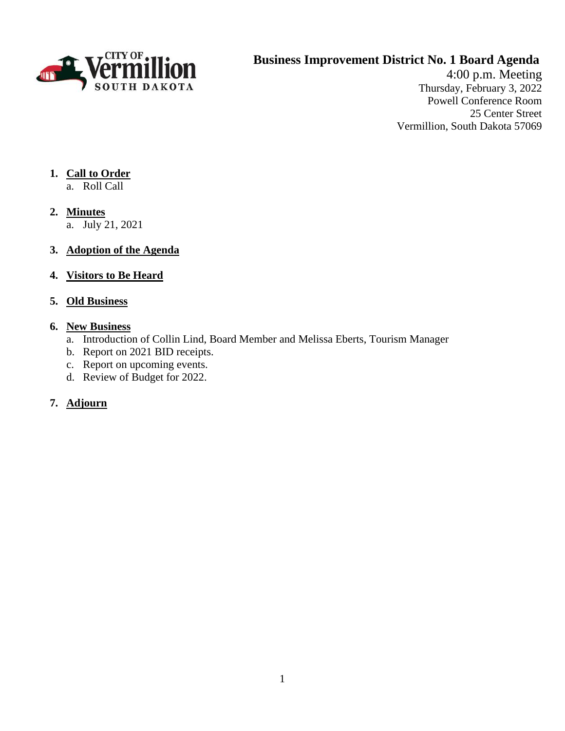CITY OF Vermillion SOUTH DAKOTA

# Business Improvement District No. 1 Board Agenda

4:00 p.m. Meeting
Thursday, February 3, 2022
Powell Conference Room
25 Center Street
Vermillion, South Dakota 57069

1. **Call to Order**
   a. Roll Call

2. **Minutes**
   a. July 21, 2021

3. **Adoption of the Agenda**

4. **Visitors to Be Heard**

5. **Old Business**

6. **New Business**
   a. Introduction of Collin Lind, Board Member and Melissa Eberts, Tourism Manager
   b. Report on 2021 BID receipts.
   c. Report on upcoming events.
   d. Review of Budget for 2022.

7. **Adjourn**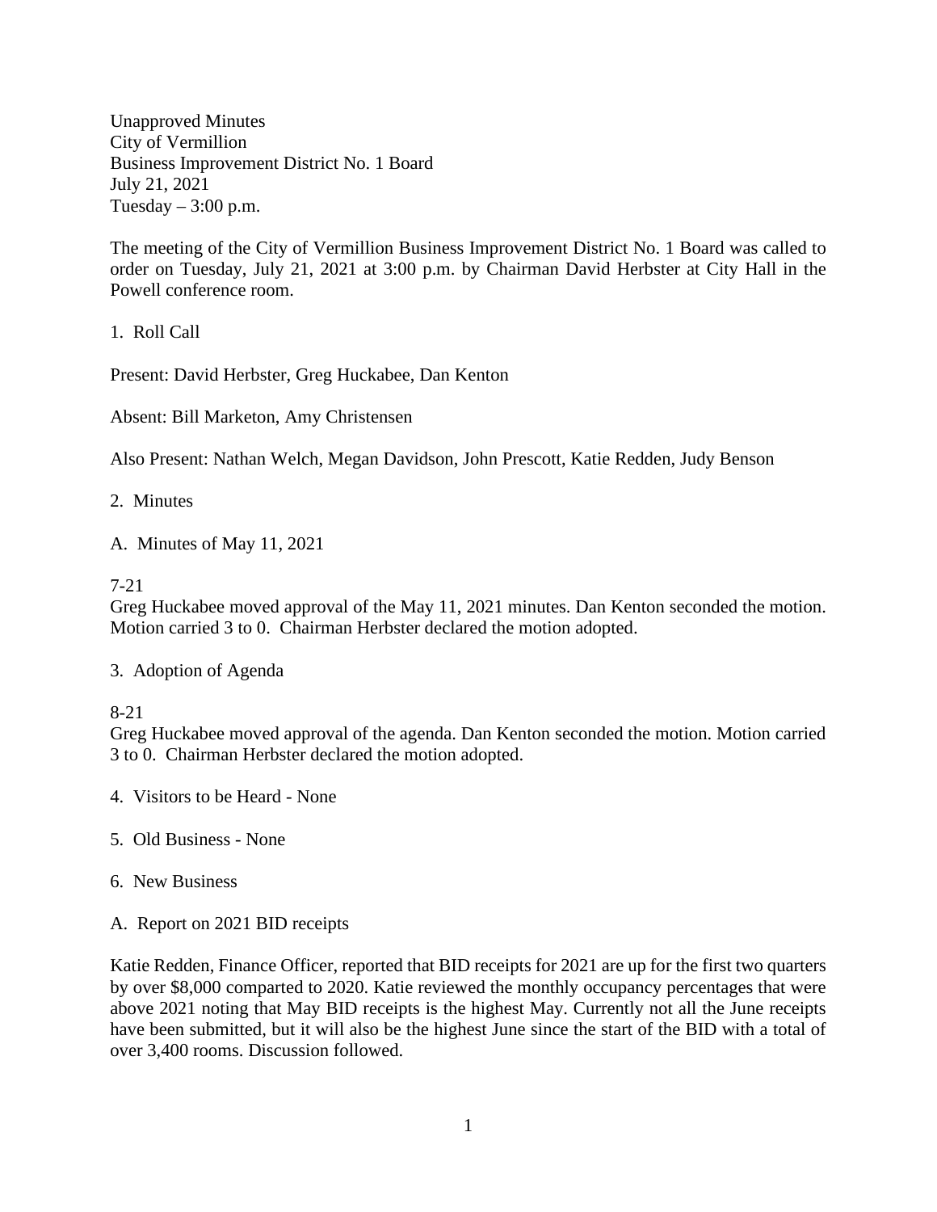Unapproved Minutes
City of Vermillion
Business Improvement District No. 1 Board
July 21, 2021
Tuesday – 3:00 p.m.

The meeting of the City of Vermillion Business Improvement District No. 1 Board was called to order on Tuesday, July 21, 2021 at 3:00 p.m. by Chairman David Herbster at City Hall in the Powell conference room.

1. Roll Call

Present: David Herbster, Greg Huckabee, Dan Kenton

Absent: Bill Marketon, Amy Christensen

Also Present: Nathan Welch, Megan Davidson, John Prescott, Katie Redden, Judy Benson

2. Minutes

A. Minutes of May 11, 2021

7-21
Greg Huckabee moved approval of the May 11, 2021 minutes. Dan Kenton seconded the motion. Motion carried 3 to 0. Chairman Herbster declared the motion adopted.

3. Adoption of Agenda

8-21
Greg Huckabee moved approval of the agenda. Dan Kenton seconded the motion. Motion carried 3 to 0. Chairman Herbster declared the motion adopted.

4. Visitors to be Heard - None

5. Old Business - None

6. New Business

A. Report on 2021 BID receipts

Katie Redden, Finance Officer, reported that BID receipts for 2021 are up for the first two quarters by over $8,000 comparted to 2020. Katie reviewed the monthly occupancy percentages that were above 2021 noting that May BID receipts is the highest May. Currently not all the June receipts have been submitted, but it will also be the highest June since the start of the BID with a total of over 3,400 rooms. Discussion followed.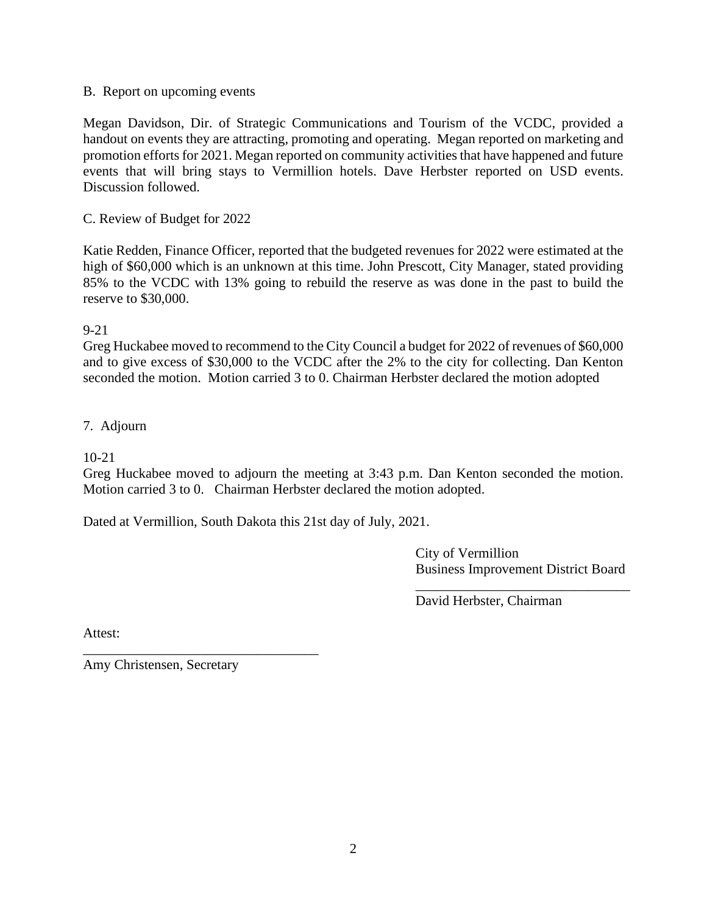B. Report on upcoming events

Megan Davidson, Dir. of Strategic Communications and Tourism of the VCDC, provided a handout on events they are attracting, promoting and operating. Megan reported on marketing and promotion efforts for 2021. Megan reported on community activities that have happened and future events that will bring stays to Vermillion hotels. Dave Herbster reported on USD events. Discussion followed.

C. Review of Budget for 2022

Katie Redden, Finance Officer, reported that the budgeted revenues for 2022 were estimated at the high of $60,000 which is an unknown at this time. John Prescott, City Manager, stated providing 85% to the VCDC with 13% going to rebuild the reserve as was done in the past to build the reserve to $30,000.

9-21
Greg Huckabee moved to recommend to the City Council a budget for 2022 of revenues of $60,000 and to give excess of $30,000 to the VCDC after the 2% to the city for collecting. Dan Kenton seconded the motion. Motion carried 3 to 0. Chairman Herbster declared the motion adopted

7. Adjourn

10-21
Greg Huckabee moved to adjourn the meeting at 3:43 p.m. Dan Kenton seconded the motion. Motion carried 3 to 0. Chairman Herbster declared the motion adopted.

Dated at Vermillion, South Dakota this 21st day of July, 2021.

City of Vermillion
Business Improvement District Board

_______________________________
David Herbster, Chairman

Attest:

_______________________________
Amy Christensen, Secretary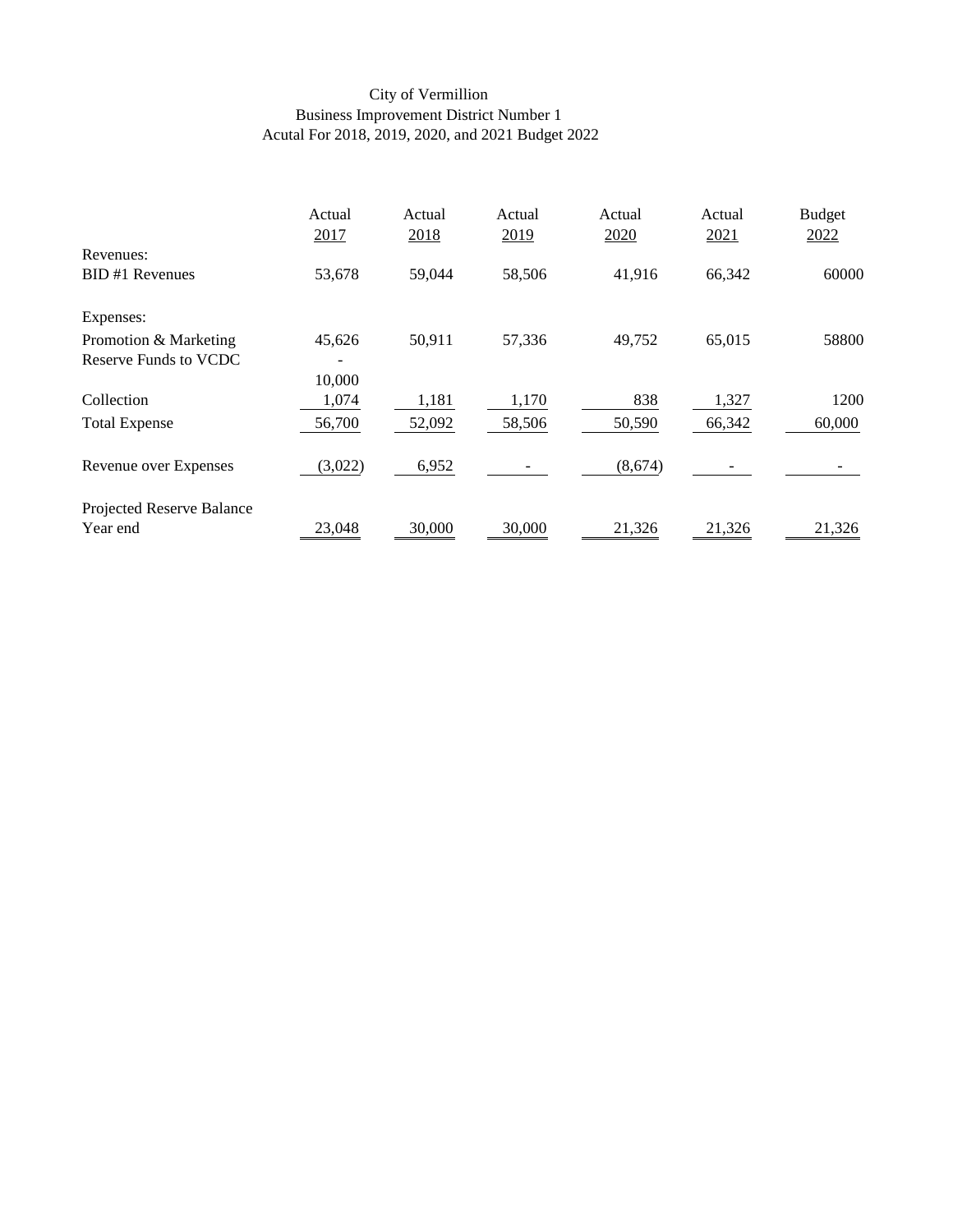City of Vermillion
Business Improvement District Number 1
Acutal For 2018, 2019, 2020, and 2021 Budget 2022

| | Actual 2017 | Actual 2018 | Actual 2019 | Actual 2020 | Actual 2021 | Budget 2022 |
|---|---|---|---|---|---|---|
| Revenues: | | | | | | |
| BID #1 Revenues | 53,678 | 59,044 | 58,506 | 41,916 | 66,342 | 60000 |
| | | | | | | |
| Expenses: | | | | | | |
| Promotion & Marketing | 45,626 | 50,911 | 57,336 | 49,752 | 65,015 | 58800 |
| Reserve Funds to VCDC | - 10,000 | | | | | |
| Collection | 1,074 | 1,181 | 1,170 | 838 | 1,327 | 1200 |
| Total Expense | 56,700 | 52,092 | 58,506 | 50,590 | 66,342 | 60,000 |
| | | | | | | |
| Revenue over Expenses | (3,022) | 6,952 | - | (8,674) | - | - |
| | | | | | | |
| Projected Reserve Balance Year end | 23,048 | 30,000 | 30,000 | 21,326 | 21,326 | 21,326 |